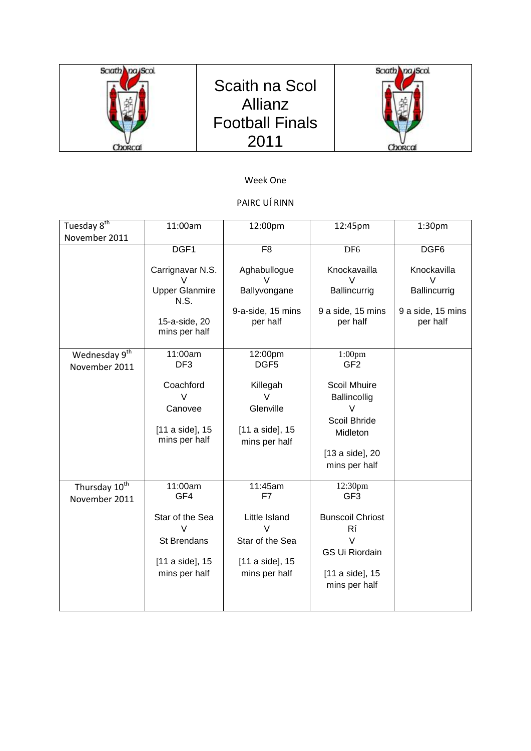# Scaith na Scol Allianz Football Finals 2011

Week One

PAIRC UÍ RINN

| Tuesday 8th November 2011 | 11:00am | 12:00pm | 12:45pm | 1:30pm |
|---|---|---|---|---|
| | DGF1<br><br>Carrignavar N.S.<br>V<br>Upper Glanmire N.S.<br><br>15-a-side, 20 mins per half | F8<br><br>Aghabullogue<br>V<br>Ballyvongane<br><br>9-a-side, 15 mins per half | DF6<br><br>Knockavailla<br>V<br>Ballincurrig<br><br>9 a side, 15 mins per half | DGF6<br><br>Knockavilla<br>V<br>Ballincurrig<br><br>9 a side, 15 mins per half |
| Wednesday 9th November 2011 | 11:00am<br>DF3<br><br>Coachford<br>V<br>Canovee<br><br>[11 a side], 15 mins per half | 12:00pm<br>DGF5<br><br>Killegah<br>V<br>Glenville<br><br>[11 a side], 15 mins per half | 1:00pm<br>GF2<br><br>Scoil Mhuire Ballincollig<br>V<br>Scoil Bhride Midleton<br><br>[13 a side], 20 mins per half | |
| Thursday 10th November 2011 | 11:00am<br>GF4<br><br>Star of the Sea<br>V<br>St Brendans<br><br>[11 a side], 15 mins per half | 11:45am<br>F7<br><br>Little Island<br>V<br>Star of the Sea<br><br>[11 a side], 15 mins per half | 12:30pm<br>GF3<br><br>Bunscoil Chriost Rí<br>V<br>GS Ui Riordain<br><br>[11 a side], 15 mins per half | |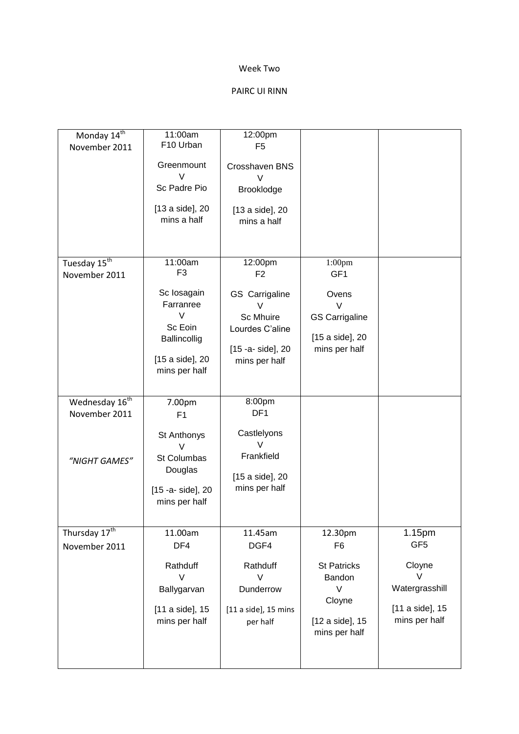Week Two

PAIRC UI RINN

| | | | | |
|---|---|---|---|---|
| Monday 14th November 2011 | 11:00am F10 Urban<br><br>Greenmount V Sc Padre Pio<br><br>[13 a side], 20 mins a half | 12:00pm F5<br><br>Crosshaven BNS V Brooklodge<br><br>[13 a side], 20 mins a half | | |
| Tuesday 15th November 2011 | 11:00am F3<br><br>Sc Iosagain Farranree V Sc Eoin Ballincollig<br><br>[15 a side], 20 mins per half | 12:00pm F2<br><br>GS Carrigaline V Sc Mhuire Lourdes C'aline<br><br>[15 -a- side], 20 mins per half | 1:00pm GF1<br><br>Ovens V GS Carrigaline<br><br>[15 a side], 20 mins per half | |
| Wednesday 16th November 2011<br><br>*"NIGHT GAMES"* | 7.00pm F1<br><br>St Anthonys V St Columbas Douglas<br><br>[15 -a- side], 20 mins per half | 8:00pm DF1<br><br>Castlelyons V Frankfield<br><br>[15 a side], 20 mins per half | | |
| Thursday 17th November 2011 | 11.00am DF4<br><br>Rathduff V Ballygarvan<br><br>[11 a side], 15 mins per half | 11.45am DGF4<br><br>Rathduff V Dunderrow<br><br>[11 a side], 15 mins per half | 12.30pm F6<br><br>St Patricks Bandon V Cloyne<br><br>[12 a side], 15 mins per half | 1.15pm GF5<br><br>Cloyne V Watergrasshill<br><br>[11 a side], 15 mins per half |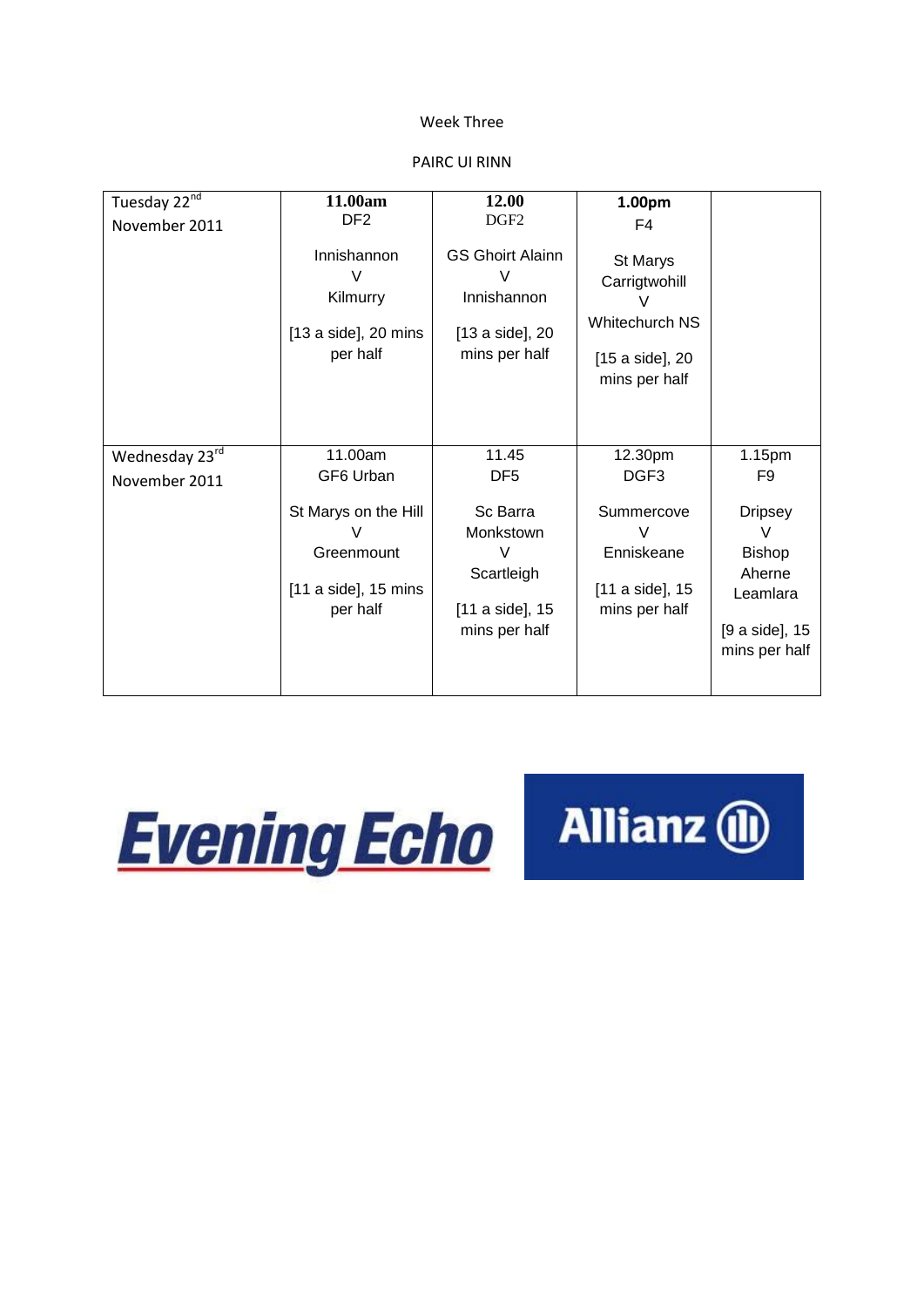Week Three

PAIRC UI RINN

| | | | | |
|---|---|---|---|---|
| Tuesday 22nd November 2011 | **11.00am** DF2<br><br>Innishannon V Kilmurry<br><br>[13 a side], 20 mins per half | **12.00** DGF2<br><br>GS Ghoirt Alainn V Innishannon<br><br>[13 a side], 20 mins per half | **1.00pm** F4<br><br>St Marys Carrigtwohill V Whitechurch NS<br><br>[15 a side], 20 mins per half | |
| Wednesday 23rd November 2011 | 11.00am GF6 Urban<br><br>St Marys on the Hill V Greenmount<br><br>[11 a side], 15 mins per half | 11.45 DF5<br><br>Sc Barra Monkstown V Scartleigh<br><br>[11 a side], 15 mins per half | 12.30pm DGF3<br><br>Summercove V Enniskeane<br><br>[11 a side], 15 mins per half | 1.15pm F9<br><br>Dripsey V Bishop Aherne Leamlara<br><br>[9 a side], 15 mins per half |

Evening Echo

Allianz